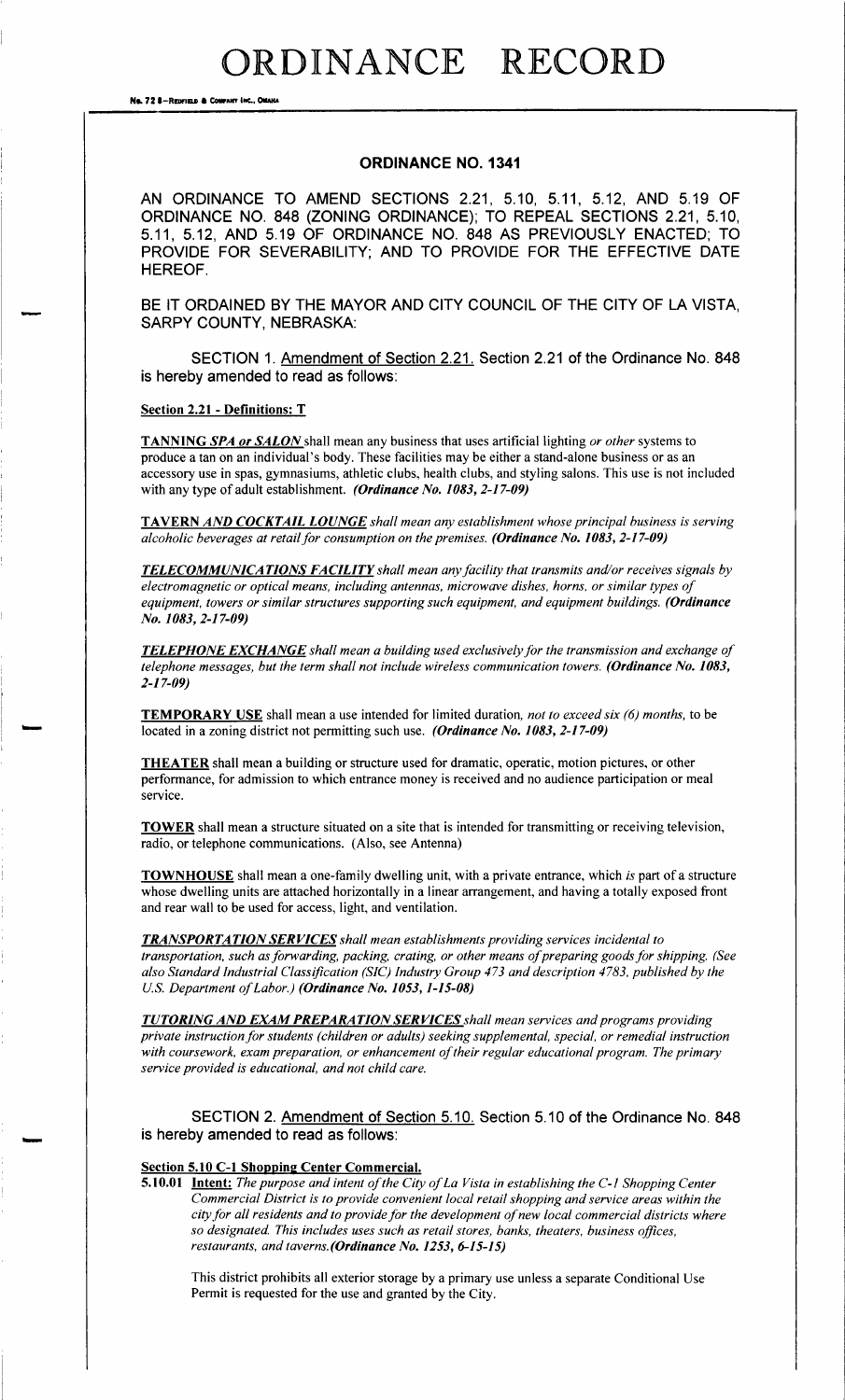# ORDINANCE RECORD

## ORDINANCE NO. 1341

AN ORDINANCE TO AMEND SECTIONS 2.21, 5.10, 5.11, 5.12, AND 5.19 OF ORDINANCE NO. 848 (ZONING ORDINANCE); TO REPEAL SECTIONS 2.21, 5.10, 5.11, 5.12, AND 5.19 OF ORDINANCE NO. 848 AS PREVIOUSLY ENACTED; TO PROVIDE FOR SEVERABILITY; AND TO PROVIDE FOR THE EFFECTIVE DATE HEREOF.

BE IT ORDAINED BY THE MAYOR AND CITY COUNCIL OF THE CITY OF LA VISTA, SARPY COUNTY, NEBRASKA:

SECTION 1. Amendment of Section 2.21. Section 2.21 of the Ordinance No. 848 is hereby amended to read as follows:

**Section 2.21 - Definitions: T**

**TANNING** ***SPA or SALON*** shall mean any business that uses artificial lighting *or other* systems to produce a tan on an individual's body. These facilities may be either a stand-alone business or as an accessory use in spas, gymnasiums, athletic clubs, health clubs, and styling salons. This use is not included with any type of adult establishment. ***(Ordinance No. 1083, 2-17-09)***

**TAVERN** ***AND COCKTAIL LOUNGE*** *shall mean any establishment whose principal business is serving alcoholic beverages at retail for consumption on the premises.* ***(Ordinance No. 1083, 2-17-09)***

***TELECOMMUNICATIONS FACILITY*** *shall mean any facility that transmits and/or receives signals by electromagnetic or optical means, including antennas, microwave dishes, horns, or similar types of equipment, towers or similar structures supporting such equipment, and equipment buildings.* ***(Ordinance No. 1083, 2-17-09)***

***TELEPHONE EXCHANGE*** *shall mean a building used exclusively for the transmission and exchange of telephone messages, but the term shall not include wireless communication towers.* ***(Ordinance No. 1083, 2-17-09)***

**TEMPORARY USE** shall mean a use intended for limited duration, *not to exceed six (6) months,* to be located in a zoning district not permitting such use. ***(Ordinance No. 1083, 2-17-09)***

**THEATER** shall mean a building or structure used for dramatic, operatic, motion pictures, or other performance, for admission to which entrance money is received and no audience participation or meal service.

**TOWER** shall mean a structure situated on a site that is intended for transmitting or receiving television, radio, or telephone communications. (Also, see Antenna)

**TOWNHOUSE** shall mean a one-family dwelling unit, with a private entrance, which *is* part of a structure whose dwelling units are attached horizontally in a linear arrangement, and having a totally exposed front and rear wall to be used for access, light, and ventilation.

***TRANSPORTATION SERVICES*** *shall mean establishments providing services incidental to transportation, such as forwarding, packing, crating, or other means of preparing goods for shipping. (See also Standard Industrial Classification (SIC) Industry Group 473 and description 4783, published by the U.S. Department of Labor.)* ***(Ordinance No. 1053, 1-15-08)***

***TUTORING AND EXAM PREPARATION SERVICES*** *shall mean services and programs providing private instruction for students (children or adults) seeking supplemental, special, or remedial instruction with coursework, exam preparation, or enhancement of their regular educational program. The primary service provided is educational, and not child care.*

SECTION 2. Amendment of Section 5.10. Section 5.10 of the Ordinance No. 848 is hereby amended to read as follows:

**Section 5.10 C-1 Shopping Center Commercial.**

**5.10.01** **Intent:** *The purpose and intent of the City of La Vista in establishing the C-1 Shopping Center Commercial District is to provide convenient local retail shopping and service areas within the city for all residents and to provide for the development of new local commercial districts where so designated. This includes uses such as retail stores, banks, theaters, business offices, restaurants, and taverns.* ***(Ordinance No. 1253, 6-15-15)***

This district prohibits all exterior storage by a primary use unless a separate Conditional Use Permit is requested for the use and granted by the City.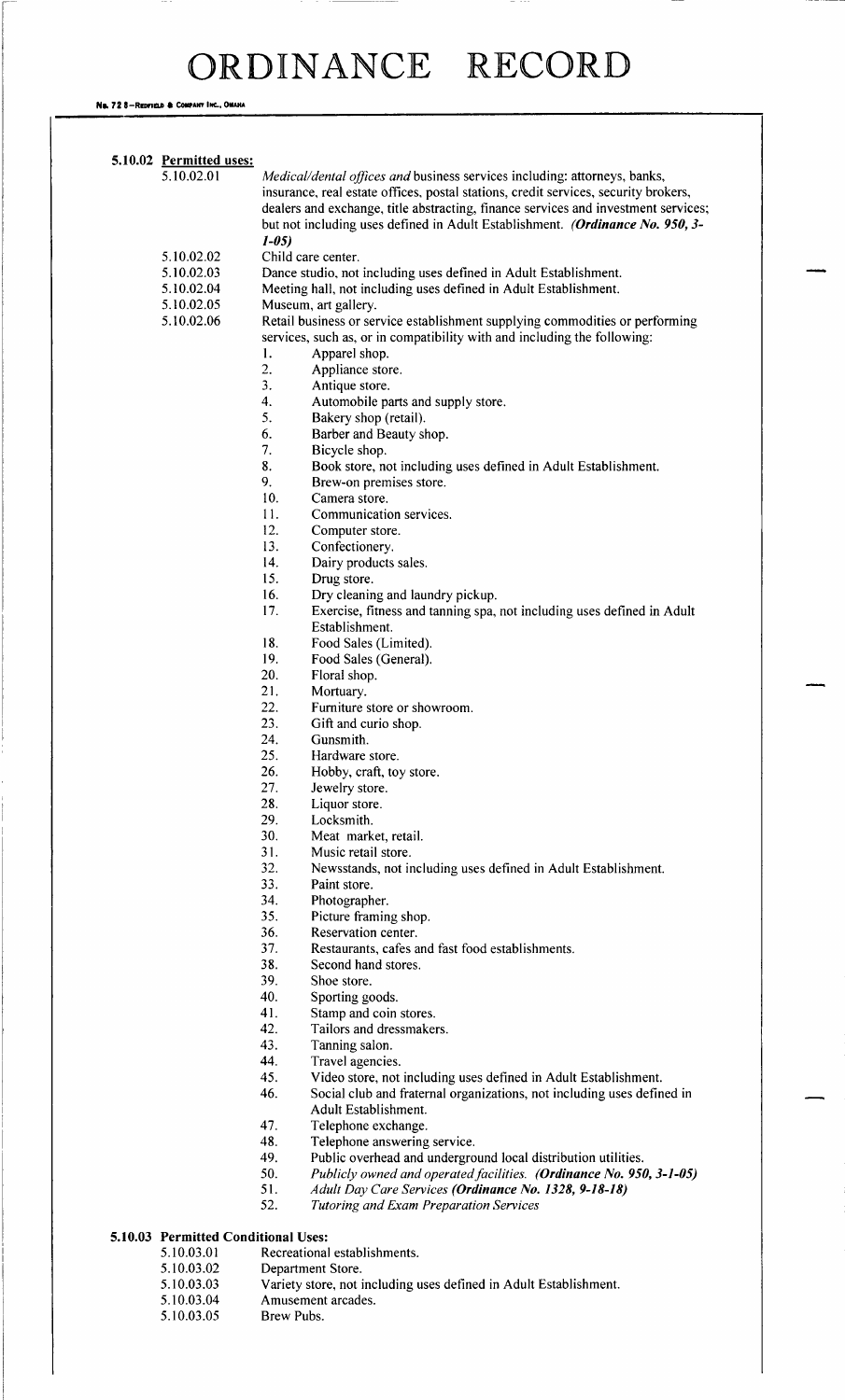# ORDINANCE RECORD

**5.10.02 Permitted uses:**

5.10.02.01 *Medical/dental offices and* business services including: attorneys, banks, insurance, real estate offices, postal stations, credit services, security brokers, dealers and exchange, title abstracting, finance services and investment services; but not including uses defined in Adult Establishment. ***(Ordinance No. 950, 3-1-05)***

5.10.02.02 Child care center.

5.10.02.03 Dance studio, not including uses defined in Adult Establishment.

5.10.02.04 Meeting hall, not including uses defined in Adult Establishment.

5.10.02.05 Museum, art gallery.

5.10.02.06 Retail business or service establishment supplying commodities or performing services, such as, or in compatibility with and including the following:

1. Apparel shop.
2. Appliance store.
3. Antique store.
4. Automobile parts and supply store.
5. Bakery shop (retail).
6. Barber and Beauty shop.
7. Bicycle shop.
8. Book store, not including uses defined in Adult Establishment.
9. Brew-on premises store.
10. Camera store.
11. Communication services.
12. Computer store.
13. Confectionery.
14. Dairy products sales.
15. Drug store.
16. Dry cleaning and laundry pickup.
17. Exercise, fitness and tanning spa, not including uses defined in Adult Establishment.
18. Food Sales (Limited).
19. Food Sales (General).
20. Floral shop.
21. Mortuary.
22. Furniture store or showroom.
23. Gift and curio shop.
24. Gunsmith.
25. Hardware store.
26. Hobby, craft, toy store.
27. Jewelry store.
28. Liquor store.
29. Locksmith.
30. Meat market, retail.
31. Music retail store.
32. Newsstands, not including uses defined in Adult Establishment.
33. Paint store.
34. Photographer.
35. Picture framing shop.
36. Reservation center.
37. Restaurants, cafes and fast food establishments.
38. Second hand stores.
39. Shoe store.
40. Sporting goods.
41. Stamp and coin stores.
42. Tailors and dressmakers.
43. Tanning salon.
44. Travel agencies.
45. Video store, not including uses defined in Adult Establishment.
46. Social club and fraternal organizations, not including uses defined in Adult Establishment.
47. Telephone exchange.
48. Telephone answering service.
49. Public overhead and underground local distribution utilities.
50. *Publicly owned and operated facilities.* ***(Ordinance No. 950, 3-1-05)***
51. *Adult Day Care Services* ***(Ordinance No. 1328, 9-18-18)***
52. *Tutoring and Exam Preparation Services*

**5.10.03 Permitted Conditional Uses:**

5.10.03.01 Recreational establishments.

5.10.03.02 Department Store.

5.10.03.03 Variety store, not including uses defined in Adult Establishment.

5.10.03.04 Amusement arcades.

5.10.03.05 Brew Pubs.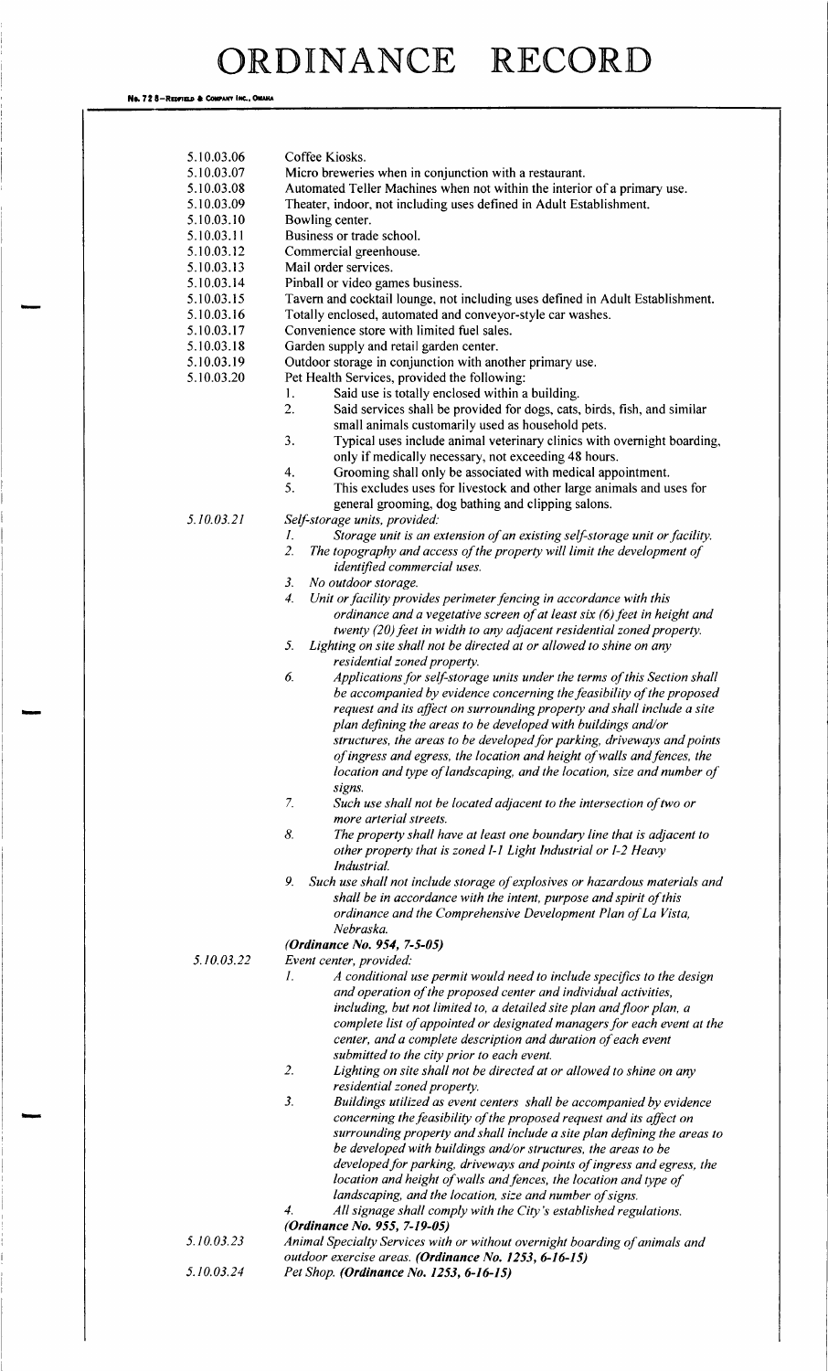5.10.03.06 Coffee Kiosks.

5.10.03.07 Micro breweries when in conjunction with a restaurant.

5.10.03.08 Automated Teller Machines when not within the interior of a primary use.

5.10.03.09 Theater, indoor, not including uses defined in Adult Establishment.

5.10.03.10 Bowling center.

5.10.03.11 Business or trade school.

5.10.03.12 Commercial greenhouse.

5.10.03.13 Mail order services.

5.10.03.14 Pinball or video games business.

5.10.03.15 Tavern and cocktail lounge, not including uses defined in Adult Establishment.

5.10.03.16 Totally enclosed, automated and conveyor-style car washes.

5.10.03.17 Convenience store with limited fuel sales.

5.10.03.18 Garden supply and retail garden center.

5.10.03.19 Outdoor storage in conjunction with another primary use.

5.10.03.20 Pet Health Services, provided the following:

1. Said use is totally enclosed within a building.
2. Said services shall be provided for dogs, cats, birds, fish, and similar small animals customarily used as household pets.
3. Typical uses include animal veterinary clinics with overnight boarding, only if medically necessary, not exceeding 48 hours.
4. Grooming shall only be associated with medical appointment.
5. This excludes uses for livestock and other large animals and uses for general grooming, dog bathing and clipping salons.

*5.10.03.21* *Self-storage units, provided:*

1. *Storage unit is an extension of an existing self-storage unit or facility.*
2. *The topography and access of the property will limit the development of identified commercial uses.*
3. *No outdoor storage.*
4. *Unit or facility provides perimeter fencing in accordance with this ordinance and a vegetative screen of at least six (6) feet in height and twenty (20) feet in width to any adjacent residential zoned property.*
5. *Lighting on site shall not be directed at or allowed to shine on any residential zoned property.*
6. *Applications for self-storage units under the terms of this Section shall be accompanied by evidence concerning the feasibility of the proposed request and its affect on surrounding property and shall include a site plan defining the areas to be developed with buildings and/or structures, the areas to be developed for parking, driveways and points of ingress and egress, the location and height of walls and fences, the location and type of landscaping, and the location, size and number of signs.*
7. *Such use shall not be located adjacent to the intersection of two or more arterial streets.*
8. *The property shall have at least one boundary line that is adjacent to other property that is zoned I-1 Light Industrial or I-2 Heavy Industrial.*
9. *Such use shall not include storage of explosives or hazardous materials and shall be in accordance with the intent, purpose and spirit of this ordinance and the Comprehensive Development Plan of La Vista, Nebraska.*

***(Ordinance No. 954, 7-5-05)***

*5.10.03.22* *Event center, provided:*

1. *A conditional use permit would need to include specifics to the design and operation of the proposed center and individual activities, including, but not limited to, a detailed site plan and floor plan, a complete list of appointed or designated managers for each event at the center, and a complete description and duration of each event submitted to the city prior to each event.*
2. *Lighting on site shall not be directed at or allowed to shine on any residential zoned property.*
3. *Buildings utilized as event centers shall be accompanied by evidence concerning the feasibility of the proposed request and its affect on surrounding property and shall include a site plan defining the areas to be developed with buildings and/or structures, the areas to be developed for parking, driveways and points of ingress and egress, the location and height of walls and fences, the location and type of landscaping, and the location, size and number of signs.*
4. *All signage shall comply with the City's established regulations.*

***(Ordinance No. 955, 7-19-05)***

*5.10.03.23* *Animal Specialty Services with or without overnight boarding of animals and outdoor exercise areas.* ***(Ordinance No. 1253, 6-16-15)***

*5.10.03.24* *Pet Shop.* ***(Ordinance No. 1253, 6-16-15)***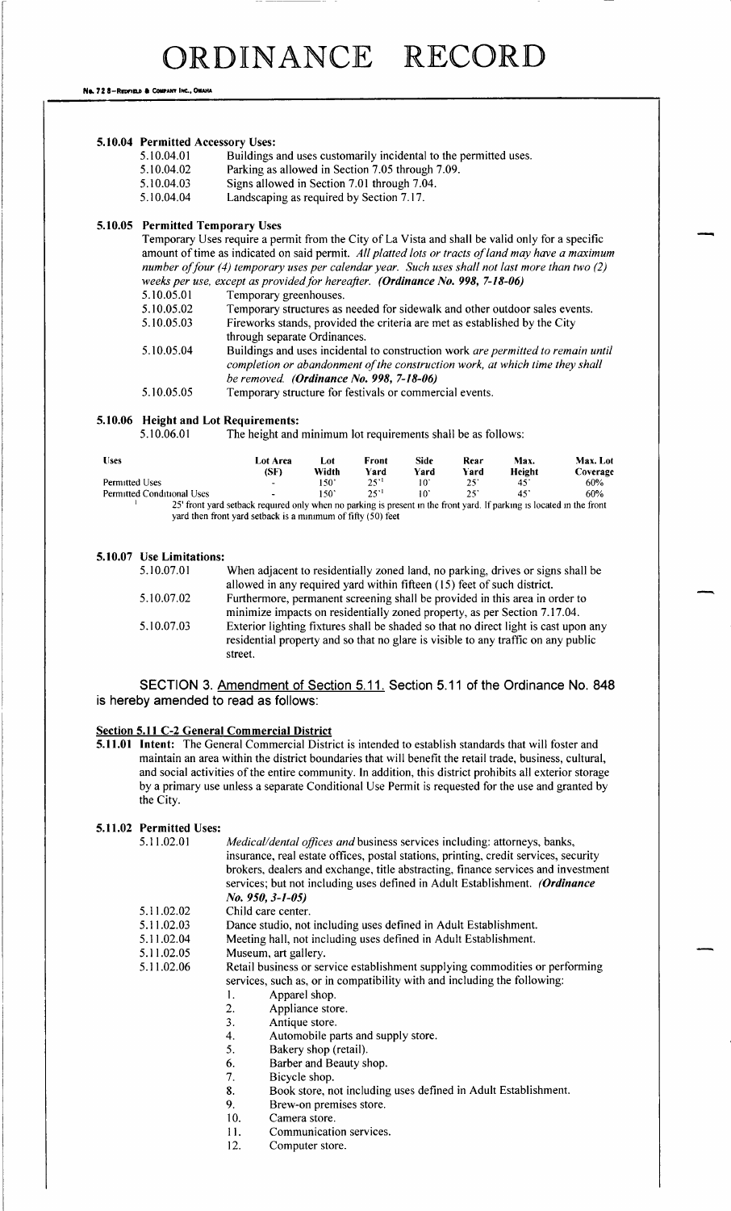# ORDINANCE RECORD

**5.10.04 Permitted Accessory Uses:**

| | |
|---|---|
| 5.10.04.01 | Buildings and uses customarily incidental to the permitted uses. |
| 5.10.04.02 | Parking as allowed in Section 7.05 through 7.09. |
| 5.10.04.03 | Signs allowed in Section 7.01 through 7.04. |
| 5.10.04.04 | Landscaping as required by Section 7.17. |

**5.10.05 Permitted Temporary Uses**

Temporary Uses require a permit from the City of La Vista and shall be valid only for a specific amount of time as indicated on said permit. *All platted lots or tracts of land may have a maximum number of four (4) temporary uses per calendar year. Such uses shall not last more than two (2) weeks per use, except as provided for hereafter.* ***(Ordinance No. 998, 7-18-06)***

| | |
|---|---|
| 5.10.05.01 | Temporary greenhouses. |
| 5.10.05.02 | Temporary structures as needed for sidewalk and other outdoor sales events. |
| 5.10.05.03 | Fireworks stands, provided the criteria are met as established by the City through separate Ordinances. |
| 5.10.05.04 | Buildings and uses incidental to construction work *are permitted to remain until completion or abandonment of the construction work, at which time they shall be removed.* ***(Ordinance No. 998, 7-18-06)*** |
| 5.10.05.05 | Temporary structure for festivals or commercial events. |

**5.10.06 Height and Lot Requirements:**

5.10.06.01 The height and minimum lot requirements shall be as follows:

| Uses | Lot Area (SF) | Lot Width | Front Yard | Side Yard | Rear Yard | Max. Height | Max. Lot Coverage |
|---|---|---|---|---|---|---|---|
| Permitted Uses | - | 150' | 25'[1] | 10' | 25' | 45' | 60% |
| Permitted Conditional Uses | - | 150' | 25'[1] | 10' | 25' | 45' | 60% |

[1] 25' front yard setback required only when no parking is present in the front yard. If parking is located in the front yard then front yard setback is a minimum of fifty (50) feet

**5.10.07 Use Limitations:**

| | |
|---|---|
| 5.10.07.01 | When adjacent to residentially zoned land, no parking, drives or signs shall be allowed in any required yard within fifteen (15) feet of such district. |
| 5.10.07.02 | Furthermore, permanent screening shall be provided in this area in order to minimize impacts on residentially zoned property, as per Section 7.17.04. |
| 5.10.07.03 | Exterior lighting fixtures shall be shaded so that no direct light is cast upon any residential property and so that no glare is visible to any traffic on any public street. |

SECTION 3. Amendment of Section 5.11. Section 5.11 of the Ordinance No. 848 is hereby amended to read as follows:

**Section 5.11 C-2 General Commercial District**

**5.11.01 Intent:** The General Commercial District is intended to establish standards that will foster and maintain an area within the district boundaries that will benefit the retail trade, business, cultural, and social activities of the entire community. In addition, this district prohibits all exterior storage by a primary use unless a separate Conditional Use Permit is requested for the use and granted by the City.

**5.11.02 Permitted Uses:**

| | |
|---|---|
| 5.11.02.01 | *Medical/dental offices and* business services including: attorneys, banks, insurance, real estate offices, postal stations, printing, credit services, security brokers, dealers and exchange, title abstracting, finance services and investment services; but not including uses defined in Adult Establishment. ***(Ordinance No. 950, 3-1-05)*** |
| 5.11.02.02 | Child care center. |
| 5.11.02.03 | Dance studio, not including uses defined in Adult Establishment. |
| 5.11.02.04 | Meeting hall, not including uses defined in Adult Establishment. |
| 5.11.02.05 | Museum, art gallery. |
| 5.11.02.06 | Retail business or service establishment supplying commodities or performing services, such as, or in compatibility with and including the following: |

1. Apparel shop.
2. Appliance store.
3. Antique store.
4. Automobile parts and supply store.
5. Bakery shop (retail).
6. Barber and Beauty shop.
7. Bicycle shop.
8. Book store, not including uses defined in Adult Establishment.
9. Brew-on premises store.
10. Camera store.
11. Communication services.
12. Computer store.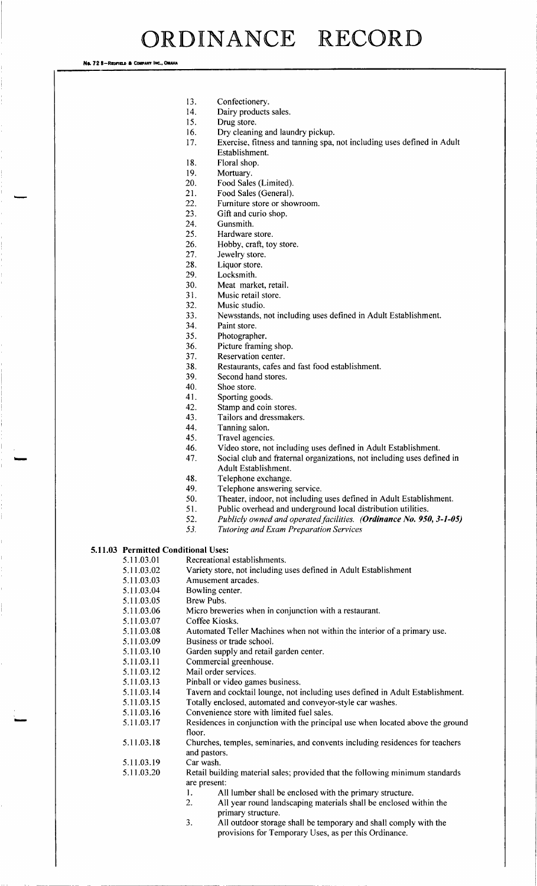13. Confectionery.
14. Dairy products sales.
15. Drug store.
16. Dry cleaning and laundry pickup.
17. Exercise, fitness and tanning spa, not including uses defined in Adult Establishment.
18. Floral shop.
19. Mortuary.
20. Food Sales (Limited).
21. Food Sales (General).
22. Furniture store or showroom.
23. Gift and curio shop.
24. Gunsmith.
25. Hardware store.
26. Hobby, craft, toy store.
27. Jewelry store.
28. Liquor store.
29. Locksmith.
30. Meat market, retail.
31. Music retail store.
32. Music studio.
33. Newsstands, not including uses defined in Adult Establishment.
34. Paint store.
35. Photographer.
36. Picture framing shop.
37. Reservation center.
38. Restaurants, cafes and fast food establishment.
39. Second hand stores.
40. Shoe store.
41. Sporting goods.
42. Stamp and coin stores.
43. Tailors and dressmakers.
44. Tanning salon.
45. Travel agencies.
46. Video store, not including uses defined in Adult Establishment.
47. Social club and fraternal organizations, not including uses defined in Adult Establishment.
48. Telephone exchange.
49. Telephone answering service.
50. Theater, indoor, not including uses defined in Adult Establishment.
51. Public overhead and underground local distribution utilities.
52. *Publicly owned and operated facilities. (**Ordinance No. 950, 3-1-05)***
53. *Tutoring and Exam Preparation Services*

**5.11.03 Permitted Conditional Uses:**

- 5.11.03.01 Recreational establishments.
- 5.11.03.02 Variety store, not including uses defined in Adult Establishment
- 5.11.03.03 Amusement arcades.
- 5.11.03.04 Bowling center.
- 5.11.03.05 Brew Pubs.
- 5.11.03.06 Micro breweries when in conjunction with a restaurant.
- 5.11.03.07 Coffee Kiosks.
- 5.11.03.08 Automated Teller Machines when not within the interior of a primary use.
- 5.11.03.09 Business or trade school.
- 5.11.03.10 Garden supply and retail garden center.
- 5.11.03.11 Commercial greenhouse.
- 5.11.03.12 Mail order services.
- 5.11.03.13 Pinball or video games business.
- 5.11.03.14 Tavern and cocktail lounge, not including uses defined in Adult Establishment.
- 5.11.03.15 Totally enclosed, automated and conveyor-style car washes.
- 5.11.03.16 Convenience store with limited fuel sales.
- 5.11.03.17 Residences in conjunction with the principal use when located above the ground floor.
- 5.11.03.18 Churches, temples, seminaries, and convents including residences for teachers and pastors.
- 5.11.03.19 Car wash.
- 5.11.03.20 Retail building material sales; provided that the following minimum standards are present:
  1. All lumber shall be enclosed with the primary structure.
  2. All year round landscaping materials shall be enclosed within the primary structure.
  3. All outdoor storage shall be temporary and shall comply with the provisions for Temporary Uses, as per this Ordinance.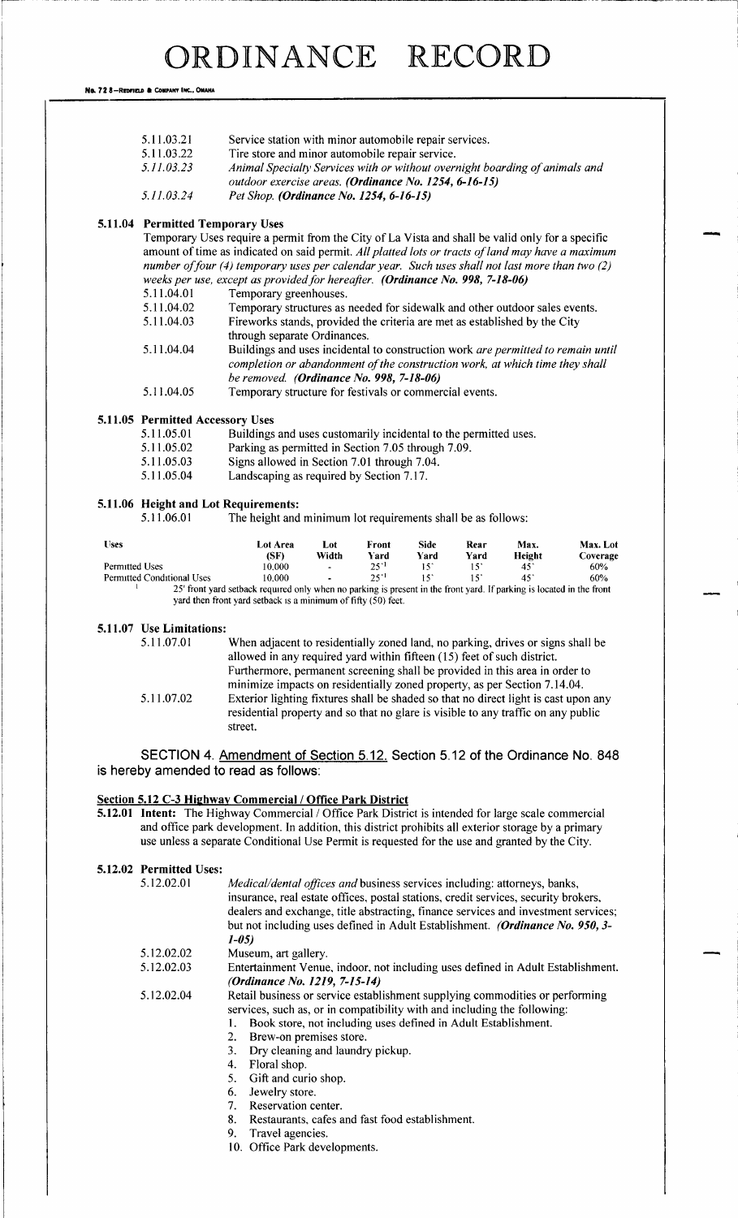5.11.03.21 Service station with minor automobile repair services.

5.11.03.22 Tire store and minor automobile repair service.

*5.11.03.23 Animal Specialty Services with or without overnight boarding of animals and outdoor exercise areas. **(Ordinance No. 1254, 6-16-15)***

*5.11.03.24 Pet Shop. **(Ordinance No. 1254, 6-16-15)***

**5.11.04 Permitted Temporary Uses**

Temporary Uses require a permit from the City of La Vista and shall be valid only for a specific amount of time as indicated on said permit. *All platted lots or tracts of land may have a maximum number of four (4) temporary uses per calendar year. Such uses shall not last more than two (2) weeks per use, except as provided for hereafter.* ***(Ordinance No. 998, 7-18-06)***

5.11.04.01 Temporary greenhouses.

5.11.04.02 Temporary structures as needed for sidewalk and other outdoor sales events.

5.11.04.03 Fireworks stands, provided the criteria are met as established by the City through separate Ordinances.

5.11.04.04 Buildings and uses incidental to construction work *are permitted to remain until completion or abandonment of the construction work, at which time they shall be removed.* ***(Ordinance No. 998, 7-18-06)***

5.11.04.05 Temporary structure for festivals or commercial events.

**5.11.05 Permitted Accessory Uses**

5.11.05.01 Buildings and uses customarily incidental to the permitted uses.

5.11.05.02 Parking as permitted in Section 7.05 through 7.09.

5.11.05.03 Signs allowed in Section 7.01 through 7.04.

5.11.05.04 Landscaping as required by Section 7.17.

**5.11.06 Height and Lot Requirements:**

5.11.06.01 The height and minimum lot requirements shall be as follows:

| Uses | Lot Area (SF) | Lot Width | Front Yard | Side Yard | Rear Yard | Max. Height | Max. Lot Coverage |
|---|---|---|---|---|---|---|---|
| Permitted Uses | 10,000 | - | 25'[1] | 15' | 15' | 45' | 60% |
| Permitted Conditional Uses | 10,000 | - | 25'[1] | 15' | 15' | 45' | 60% |

[1] 25' front yard setback required only when no parking is present in the front yard. If parking is located in the front yard then front yard setback is a minimum of fifty (50) feet.

**5.11.07 Use Limitations:**

5.11.07.01 When adjacent to residentially zoned land, no parking, drives or signs shall be allowed in any required yard within fifteen (15) feet of such district. Furthermore, permanent screening shall be provided in this area in order to minimize impacts on residentially zoned property, as per Section 7.14.04.

5.11.07.02 Exterior lighting fixtures shall be shaded so that no direct light is cast upon any residential property and so that no glare is visible to any traffic on any public street.

SECTION 4. Amendment of Section 5.12. Section 5.12 of the Ordinance No. 848 is hereby amended to read as follows:

**Section 5.12 C-3 Highway Commercial / Office Park District**

**5.12.01 Intent:** The Highway Commercial / Office Park District is intended for large scale commercial and office park development. In addition, this district prohibits all exterior storage by a primary use unless a separate Conditional Use Permit is requested for the use and granted by the City.

**5.12.02 Permitted Uses:**

5.12.02.01 *Medical/dental offices and* business services including: attorneys, banks, insurance, real estate offices, postal stations, credit services, security brokers, dealers and exchange, title abstracting, finance services and investment services; but not including uses defined in Adult Establishment. ***(Ordinance No. 950, 3-1-05)***

5.12.02.02 Museum, art gallery.

5.12.02.03 Entertainment Venue, indoor, not including uses defined in Adult Establishment. ***(Ordinance No. 1219, 7-15-14)***

5.12.02.04 Retail business or service establishment supplying commodities or performing services, such as, or in compatibility with and including the following:

1. Book store, not including uses defined in Adult Establishment.
2. Brew-on premises store.
3. Dry cleaning and laundry pickup.
4. Floral shop.
5. Gift and curio shop.
6. Jewelry store.
7. Reservation center.
8. Restaurants, cafes and fast food establishment.
9. Travel agencies.
10. Office Park developments.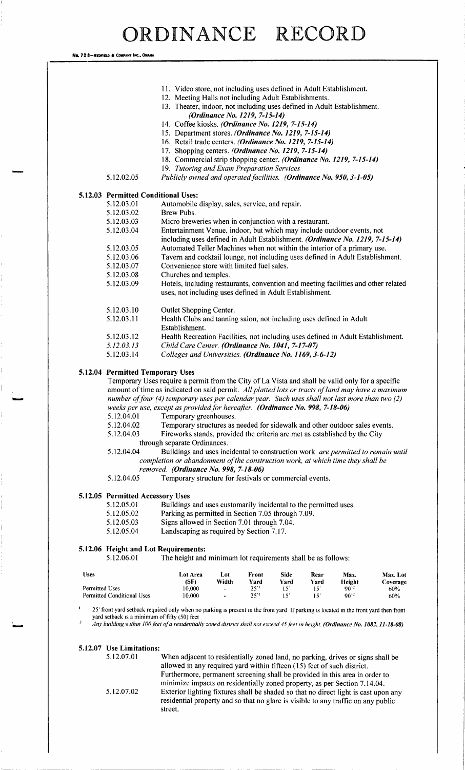11. Video store, not including uses defined in Adult Establishment.
12. Meeting Halls not including Adult Establishments.
13. Theater, indoor, not including uses defined in Adult Establishment. *(Ordinance No. 1219, 7-15-14)*
14. Coffee kiosks. *(Ordinance No. 1219, 7-15-14)*
15. Department stores. *(Ordinance No. 1219, 7-15-14)*
16. Retail trade centers. *(Ordinance No. 1219, 7-15-14)*
17. Shopping centers. *(Ordinance No. 1219, 7-15-14)*
18. Commercial strip shopping center. *(Ordinance No. 1219, 7-15-14)*
19. *Tutoring and Exam Preparation Services*

5.12.02.05 *Publicly owned and operated facilities. (Ordinance No. 950, 3-1-05)*

**5.12.03 Permitted Conditional Uses:**

5.12.03.01 Automobile display, sales, service, and repair.
5.12.03.02 Brew Pubs.
5.12.03.03 Micro breweries when in conjunction with a restaurant.
5.12.03.04 Entertainment Venue, indoor, but which may include outdoor events, not including uses defined in Adult Establishment. *(Ordinance No. 1219, 7-15-14)*
5.12.03.05 Automated Teller Machines when not within the interior of a primary use.
5.12.03.06 Tavern and cocktail lounge, not including uses defined in Adult Establishment.
5.12.03.07 Convenience store with limited fuel sales.
5.12.03.08 Churches and temples.
5.12.03.09 Hotels, including restaurants, convention and meeting facilities and other related uses, not including uses defined in Adult Establishment.
5.12.03.10 Outlet Shopping Center.
5.12.03.11 Health Clubs and tanning salon, not including uses defined in Adult Establishment.
5.12.03.12 Health Recreation Facilities, not including uses defined in Adult Establishment.
*5.12.03.13 Child Care Center. (Ordinance No. 1041, 7-17-07)*
5.12.03.14 *Colleges and Universities. (Ordinance No. 1169, 3-6-12)*

**5.12.04 Permitted Temporary Uses**

Temporary Uses require a permit from the City of La Vista and shall be valid only for a specific amount of time as indicated on said permit. *All platted lots or tracts of land may have a maximum number of four (4) temporary uses per calendar year. Such uses shall not last more than two (2) weeks per use, except as provided for hereafter. (Ordinance No. 998, 7-18-06)*

5.12.04.01 Temporary greenhouses.
5.12.04.02 Temporary structures as needed for sidewalk and other outdoor sales events.
5.12.04.03 Fireworks stands, provided the criteria are met as established by the City through separate Ordinances.
5.12.04.04 Buildings and uses incidental to construction work *are permitted to remain until completion or abandonment of the construction work, at which time they shall be removed. (Ordinance No. 998, 7-18-06)*
5.12.04.05 Temporary structure for festivals or commercial events.

**5.12.05 Permitted Accessory Uses**

5.12.05.01 Buildings and uses customarily incidental to the permitted uses.
5.12.05.02 Parking as permitted in Section 7.05 through 7.09.
5.12.05.03 Signs allowed in Section 7.01 through 7.04.
5.12.05.04 Landscaping as required by Section 7.17.

**5.12.06 Height and Lot Requirements:**

5.12.06.01 The height and minimum lot requirements shall be as follows:

| Uses | Lot Area (SF) | Lot Width | Front Yard | Side Yard | Rear Yard | Max. Height | Max. Lot Coverage |
|---|---|---|---|---|---|---|---|
| Permitted Uses | 10,000 | - | 25'[1] | 15' | 15' | 90'[2] | 60% |
| Permitted Conditional Uses | 10,000 | - | 25'[1] | 15' | 15' | 90'[2] | 60% |

[1] 25' front yard setback required only when no parking is present in the front yard. If parking is located in the front yard then front yard setback is a minimum of fifty (50) feet

[2] *Any building within 100 feet of a residentially zoned district shall not exceed 45 feet in height. (Ordinance No. 1082, 11-18-08)*

**5.12.07 Use Limitations:**

5.12.07.01 When adjacent to residentially zoned land, no parking, drives or signs shall be allowed in any required yard within fifteen (15) feet of such district. Furthermore, permanent screening shall be provided in this area in order to minimize impacts on residentially zoned property, as per Section 7.14.04.

5.12.07.02 Exterior lighting fixtures shall be shaded so that no direct light is cast upon any residential property and so that no glare is visible to any traffic on any public street.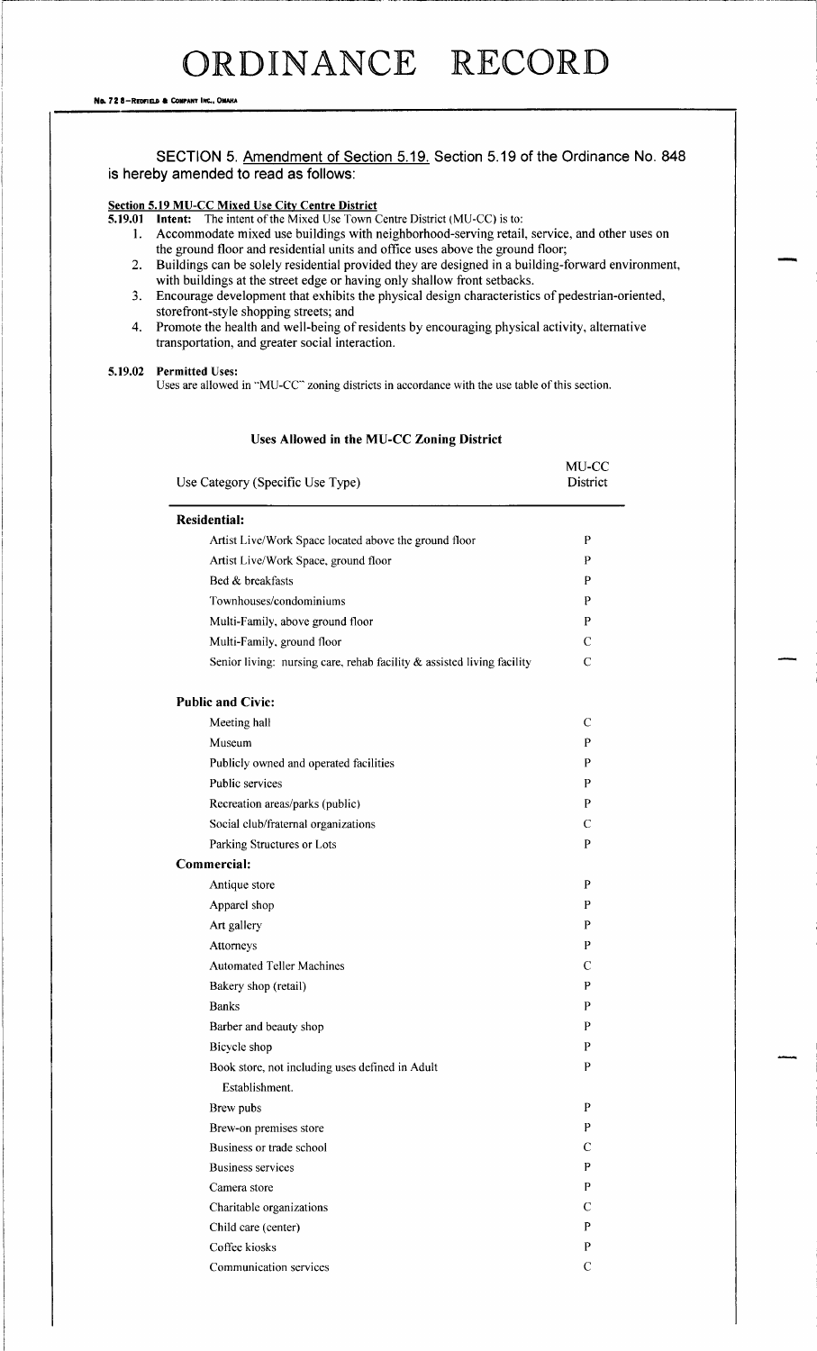# ORDINANCE RECORD

SECTION 5. Amendment of Section 5.19. Section 5.19 of the Ordinance No. 848 is hereby amended to read as follows:

**Section 5.19 MU-CC Mixed Use City Centre District**

**5.19.01 Intent:** The intent of the Mixed Use Town Centre District (MU-CC) is to:

1. Accommodate mixed use buildings with neighborhood-serving retail, service, and other uses on the ground floor and residential units and office uses above the ground floor;
2. Buildings can be solely residential provided they are designed in a building-forward environment, with buildings at the street edge or having only shallow front setbacks.
3. Encourage development that exhibits the physical design characteristics of pedestrian-oriented, storefront-style shopping streets; and
4. Promote the health and well-being of residents by encouraging physical activity, alternative transportation, and greater social interaction.

**5.19.02 Permitted Uses:**

Uses are allowed in "MU-CC" zoning districts in accordance with the use table of this section.

**Uses Allowed in the MU-CC Zoning District**

| Use Category (Specific Use Type) | MU-CC District |
|---|---|
| **Residential:** | |
| Artist Live/Work Space located above the ground floor | P |
| Artist Live/Work Space, ground floor | P |
| Bed & breakfasts | P |
| Townhouses/condominiums | P |
| Multi-Family, above ground floor | P |
| Multi-Family, ground floor | C |
| Senior living: nursing care, rehab facility & assisted living facility | C |
| **Public and Civic:** | |
| Meeting hall | C |
| Museum | P |
| Publicly owned and operated facilities | P |
| Public services | P |
| Recreation areas/parks (public) | P |
| Social club/fraternal organizations | C |
| Parking Structures or Lots | P |
| **Commercial:** | |
| Antique store | P |
| Apparel shop | P |
| Art gallery | P |
| Attorneys | P |
| Automated Teller Machines | C |
| Bakery shop (retail) | P |
| Banks | P |
| Barber and beauty shop | P |
| Bicycle shop | P |
| Book store, not including uses defined in Adult Establishment. | P |
| Brew pubs | P |
| Brew-on premises store | P |
| Business or trade school | C |
| Business services | P |
| Camera store | P |
| Charitable organizations | C |
| Child care (center) | P |
| Coffee kiosks | P |
| Communication services | C |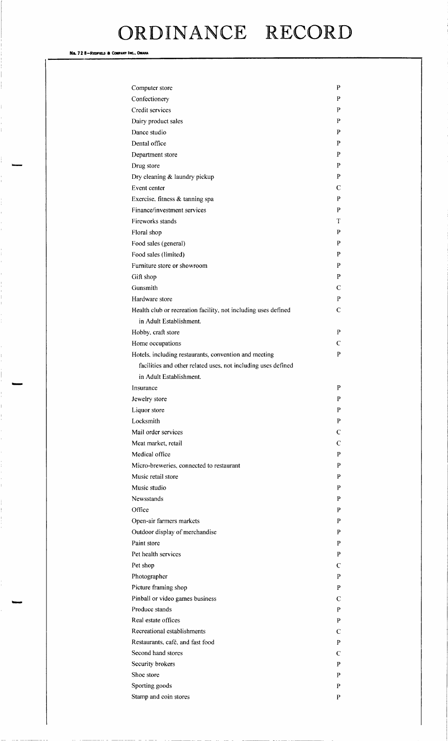# ORDINANCE RECORD

| | |
|---|---|
| Computer store | P |
| Confectionery | P |
| Credit services | P |
| Dairy product sales | P |
| Dance studio | P |
| Dental office | P |
| Department store | P |
| Drug store | P |
| Dry cleaning & laundry pickup | P |
| Event center | C |
| Exercise, fitness & tanning spa | P |
| Finance/investment services | P |
| Fireworks stands | T |
| Floral shop | P |
| Food sales (general) | P |
| Food sales (limited) | P |
| Furniture store or showroom | P |
| Gift shop | P |
| Gunsmith | C |
| Hardware store | P |
| Health club or recreation facility, not including uses defined in Adult Establishment. | C |
| Hobby, craft store | P |
| Home occupations | C |
| Hotels, including restaurants, convention and meeting facilities and other related uses, not including uses defined in Adult Establishment. | P |
| Insurance | P |
| Jewelry store | P |
| Liquor store | P |
| Locksmith | P |
| Mail order services | C |
| Meat market, retail | C |
| Medical office | P |
| Micro-breweries, connected to restaurant | P |
| Music retail store | P |
| Music studio | P |
| Newsstands | P |
| Office | P |
| Open-air farmers markets | P |
| Outdoor display of merchandise | P |
| Paint store | P |
| Pet health services | P |
| Pet shop | C |
| Photographer | P |
| Picture framing shop | P |
| Pinball or video games business | C |
| Produce stands | P |
| Real estate offices | P |
| Recreational establishments | C |
| Restaurants, café, and fast food | P |
| Second hand stores | C |
| Security brokers | P |
| Shoe store | P |
| Sporting goods | P |
| Stamp and coin stores | P |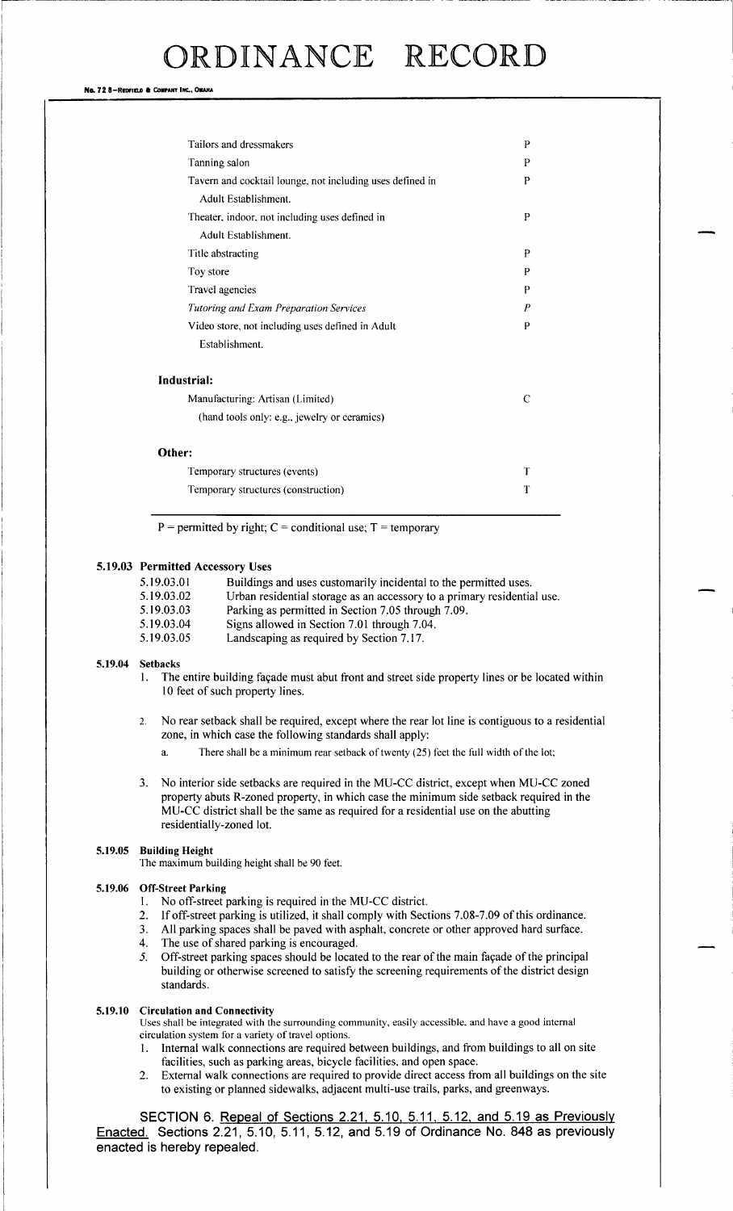| | |
|---|---|
| Tailors and dressmakers | P |
| Tanning salon | P |
| Tavern and cocktail lounge, not including uses defined in Adult Establishment. | P |
| Theater, indoor, not including uses defined in Adult Establishment. | P |
| Title abstracting | P |
| Toy store | P |
| Travel agencies | P |
| *Tutoring and Exam Preparation Services* | *P* |
| Video store, not including uses defined in Adult Establishment. | P |
| **Industrial:** | |
| Manufacturing: Artisan (Limited) (hand tools only: e.g., jewelry or ceramics) | C |
| **Other:** | |
| Temporary structures (events) | T |
| Temporary structures (construction) | T |

P = permitted by right; C = conditional use; T = temporary

**5.19.03 Permitted Accessory Uses**

5.19.03.01 Buildings and uses customarily incidental to the permitted uses.
5.19.03.02 Urban residential storage as an accessory to a primary residential use.
5.19.03.03 Parking as permitted in Section 7.05 through 7.09.
5.19.03.04 Signs allowed in Section 7.01 through 7.04.
5.19.03.05 Landscaping as required by Section 7.17.

**5.19.04 Setbacks**

1. The entire building façade must abut front and street side property lines or be located within 10 feet of such property lines.
2. No rear setback shall be required, except where the rear lot line is contiguous to a residential zone, in which case the following standards shall apply:
   a. There shall be a minimum rear setback of twenty (25) feet the full width of the lot;
3. No interior side setbacks are required in the MU-CC district, except when MU-CC zoned property abuts R-zoned property, in which case the minimum side setback required in the MU-CC district shall be the same as required for a residential use on the abutting residentially-zoned lot.

**5.19.05 Building Height**

The maximum building height shall be 90 feet.

**5.19.06 Off-Street Parking**

1. No off-street parking is required in the MU-CC district.
2. If off-street parking is utilized, it shall comply with Sections 7.08-7.09 of this ordinance.
3. All parking spaces shall be paved with asphalt, concrete or other approved hard surface.
4. The use of shared parking is encouraged.
5. Off-street parking spaces should be located to the rear of the main façade of the principal building or otherwise screened to satisfy the screening requirements of the district design standards.

**5.19.10 Circulation and Connectivity**

Uses shall be integrated with the surrounding community, easily accessible, and have a good internal circulation system for a variety of travel options.

1. Internal walk connections are required between buildings, and from buildings to all on site facilities, such as parking areas, bicycle facilities, and open space.
2. External walk connections are required to provide direct access from all buildings on the site to existing or planned sidewalks, adjacent multi-use trails, parks, and greenways.

SECTION 6. <u>Repeal of Sections 2.21, 5.10, 5.11, 5.12, and 5.19 as Previously Enacted.</u> Sections 2.21, 5.10, 5.11, 5.12, and 5.19 of Ordinance No. 848 as previously enacted is hereby repealed.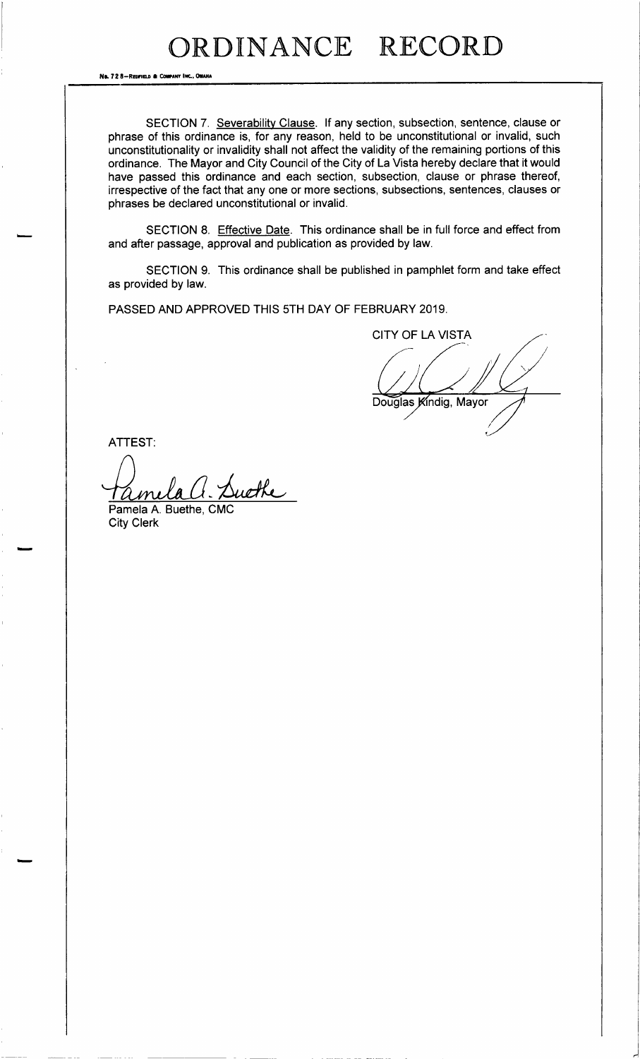# ORDINANCE RECORD

SECTION 7. Severability Clause. If any section, subsection, sentence, clause or phrase of this ordinance is, for any reason, held to be unconstitutional or invalid, such unconstitutionality or invalidity shall not affect the validity of the remaining portions of this ordinance. The Mayor and City Council of the City of La Vista hereby declare that it would have passed this ordinance and each section, subsection, clause or phrase thereof, irrespective of the fact that any one or more sections, subsections, sentences, clauses or phrases be declared unconstitutional or invalid.

SECTION 8. Effective Date. This ordinance shall be in full force and effect from and after passage, approval and publication as provided by law.

SECTION 9. This ordinance shall be published in pamphlet form and take effect as provided by law.

PASSED AND APPROVED THIS 5TH DAY OF FEBRUARY 2019.

CITY OF LA VISTA

Douglas Kindig, Mayor

ATTEST:

Pamela A. Buethe, CMC
City Clerk